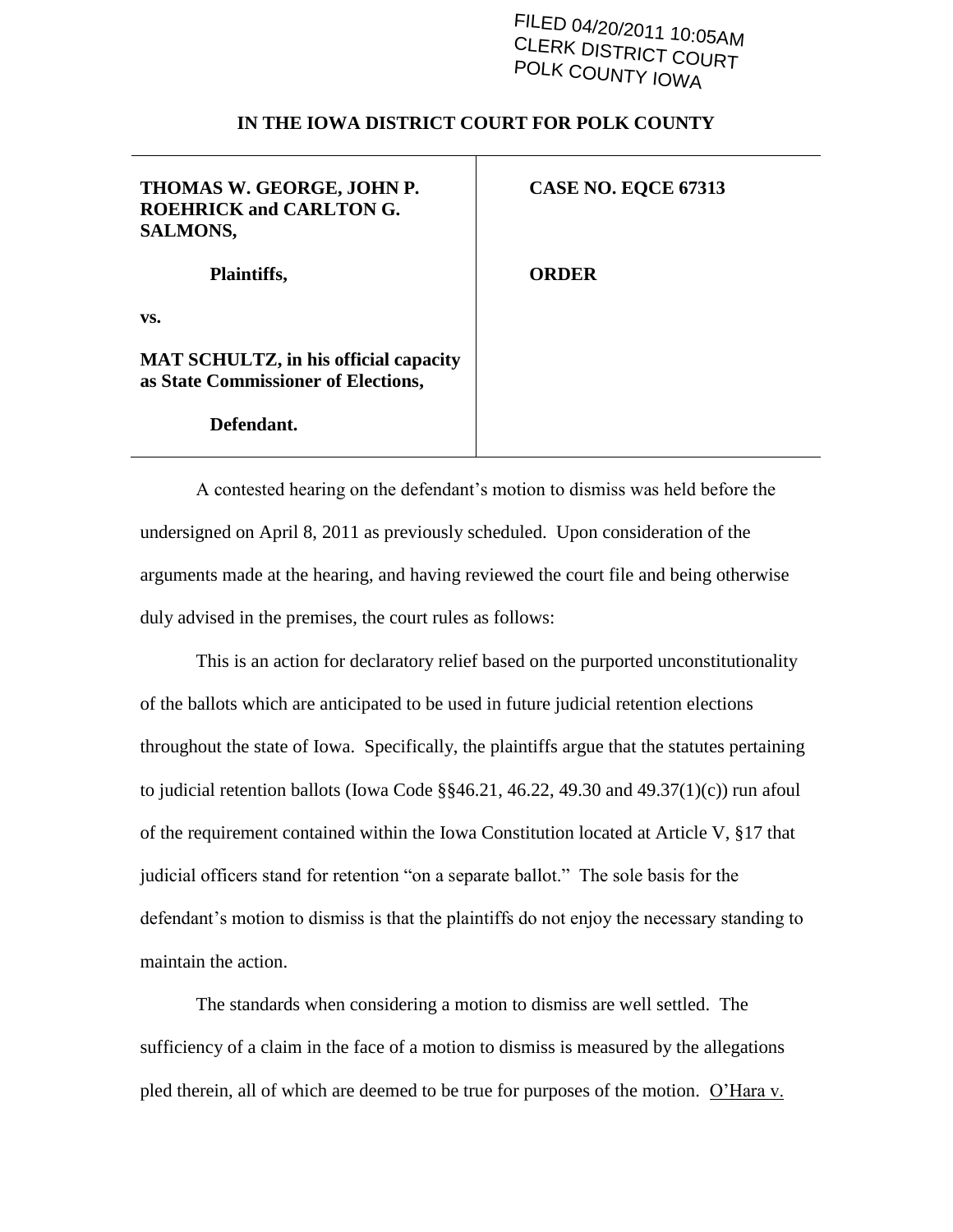FILED 04/20/2011 10:05AM
CLERK DISTRICT COURT
POLK COUNTY IOWA

**IN THE IOWA DISTRICT COURT FOR POLK COUNTY**

| | |
|---|---|
| **THOMAS W. GEORGE, JOHN P. ROEHRICK and CARLTON G. SALMONS,** | **CASE NO. EQCE 67313** |
| **Plaintiffs,** | **ORDER** |
| **vs.** | |
| **MAT SCHULTZ, in his official capacity as State Commissioner of Elections,** | |
| **Defendant.** | |

A contested hearing on the defendant's motion to dismiss was held before the undersigned on April 8, 2011 as previously scheduled. Upon consideration of the arguments made at the hearing, and having reviewed the court file and being otherwise duly advised in the premises, the court rules as follows:

This is an action for declaratory relief based on the purported unconstitutionality of the ballots which are anticipated to be used in future judicial retention elections throughout the state of Iowa. Specifically, the plaintiffs argue that the statutes pertaining to judicial retention ballots (Iowa Code §§46.21, 46.22, 49.30 and 49.37(1)(c)) run afoul of the requirement contained within the Iowa Constitution located at Article V, §17 that judicial officers stand for retention "on a separate ballot." The sole basis for the defendant's motion to dismiss is that the plaintiffs do not enjoy the necessary standing to maintain the action.

The standards when considering a motion to dismiss are well settled. The sufficiency of a claim in the face of a motion to dismiss is measured by the allegations pled therein, all of which are deemed to be true for purposes of the motion. O'Hara v.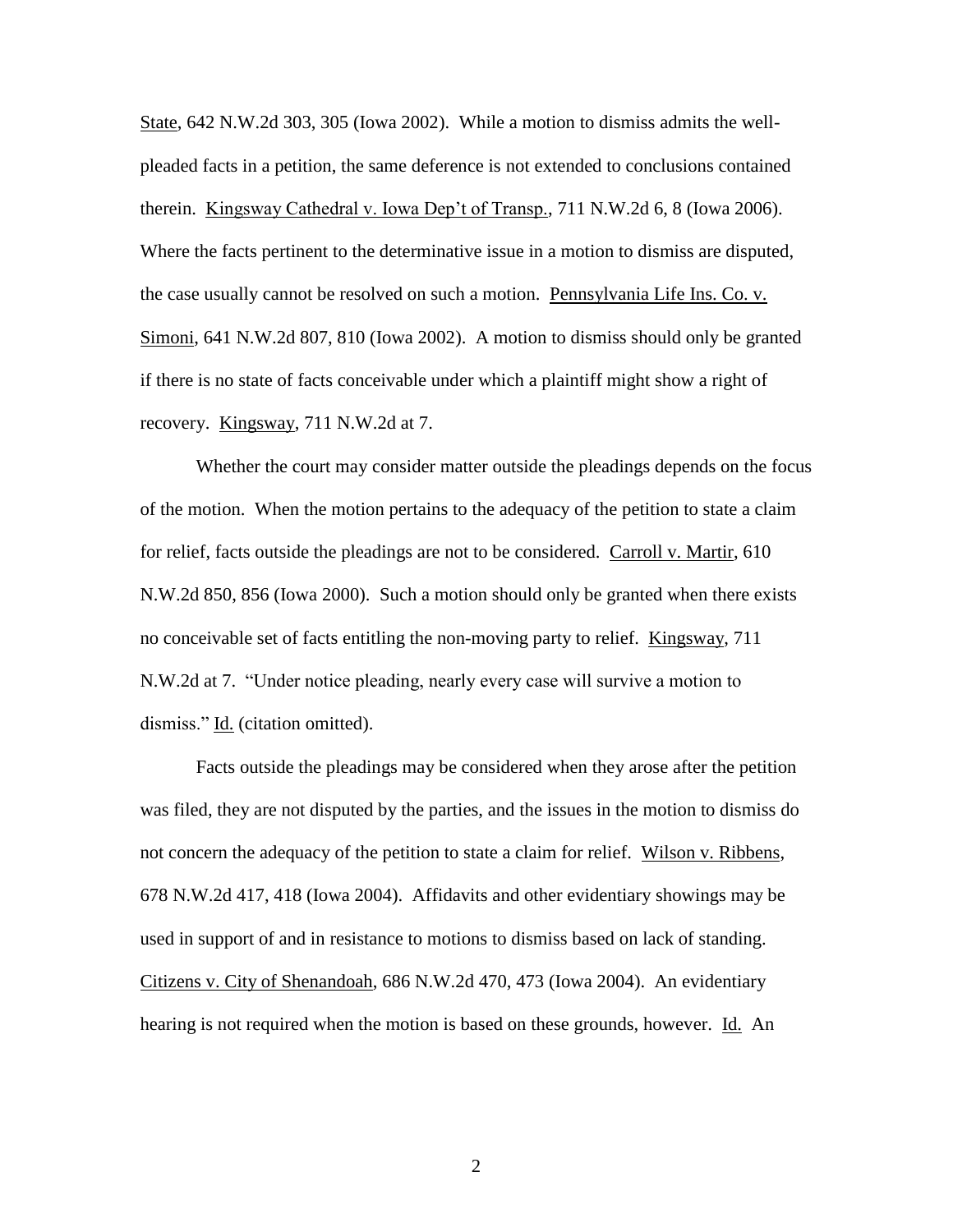State, 642 N.W.2d 303, 305 (Iowa 2002). While a motion to dismiss admits the well-pleaded facts in a petition, the same deference is not extended to conclusions contained therein. Kingsway Cathedral v. Iowa Dep't of Transp., 711 N.W.2d 6, 8 (Iowa 2006). Where the facts pertinent to the determinative issue in a motion to dismiss are disputed, the case usually cannot be resolved on such a motion. Pennsylvania Life Ins. Co. v. Simoni, 641 N.W.2d 807, 810 (Iowa 2002). A motion to dismiss should only be granted if there is no state of facts conceivable under which a plaintiff might show a right of recovery. Kingsway, 711 N.W.2d at 7.

Whether the court may consider matter outside the pleadings depends on the focus of the motion. When the motion pertains to the adequacy of the petition to state a claim for relief, facts outside the pleadings are not to be considered. Carroll v. Martir, 610 N.W.2d 850, 856 (Iowa 2000). Such a motion should only be granted when there exists no conceivable set of facts entitling the non-moving party to relief. Kingsway, 711 N.W.2d at 7. "Under notice pleading, nearly every case will survive a motion to dismiss." Id. (citation omitted).

Facts outside the pleadings may be considered when they arose after the petition was filed, they are not disputed by the parties, and the issues in the motion to dismiss do not concern the adequacy of the petition to state a claim for relief. Wilson v. Ribbens, 678 N.W.2d 417, 418 (Iowa 2004). Affidavits and other evidentiary showings may be used in support of and in resistance to motions to dismiss based on lack of standing. Citizens v. City of Shenandoah, 686 N.W.2d 470, 473 (Iowa 2004). An evidentiary hearing is not required when the motion is based on these grounds, however. Id. An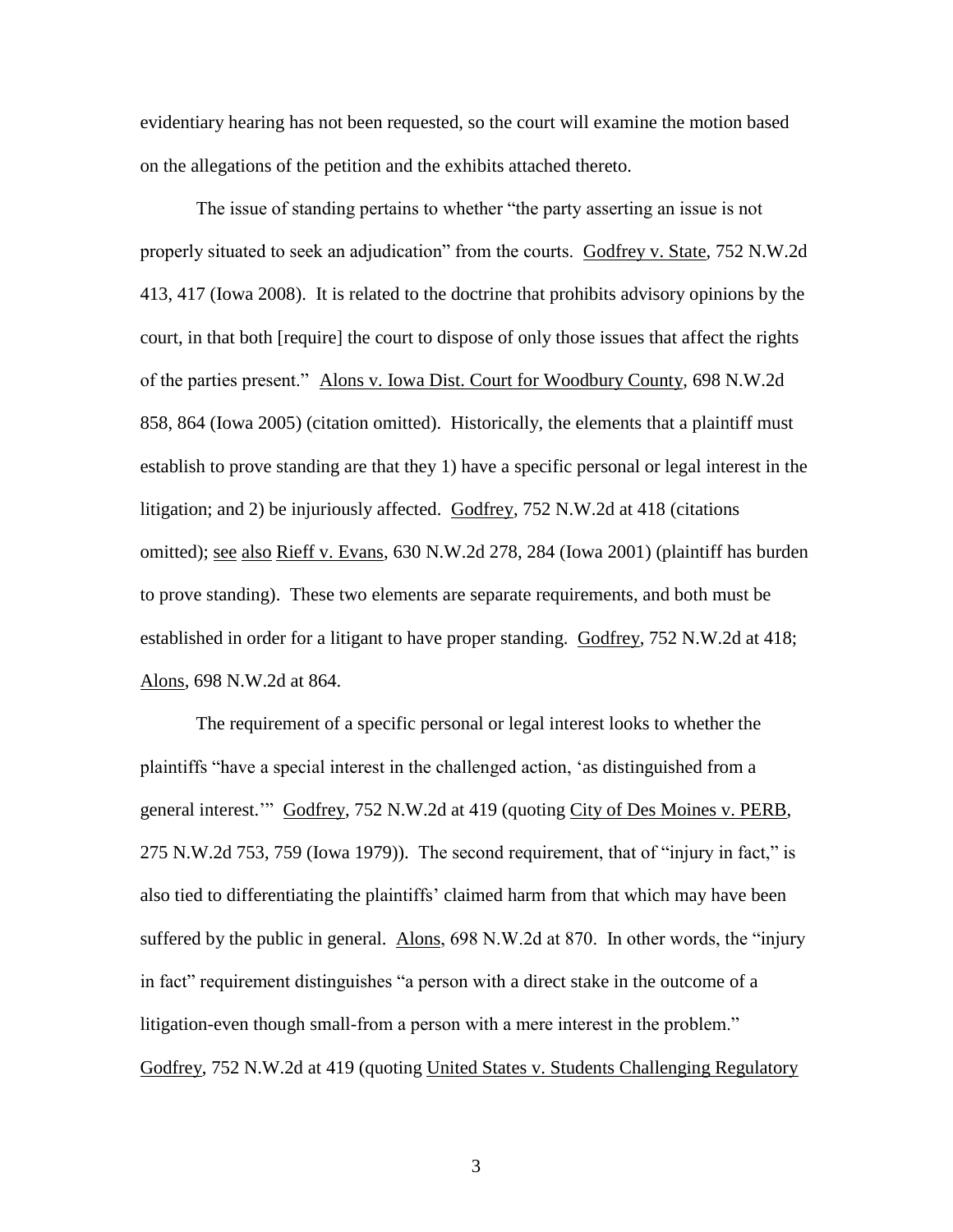evidentiary hearing has not been requested, so the court will examine the motion based on the allegations of the petition and the exhibits attached thereto.

The issue of standing pertains to whether "the party asserting an issue is not properly situated to seek an adjudication" from the courts. Godfrey v. State, 752 N.W.2d 413, 417 (Iowa 2008). It is related to the doctrine that prohibits advisory opinions by the court, in that both [require] the court to dispose of only those issues that affect the rights of the parties present." Alons v. Iowa Dist. Court for Woodbury County, 698 N.W.2d 858, 864 (Iowa 2005) (citation omitted). Historically, the elements that a plaintiff must establish to prove standing are that they 1) have a specific personal or legal interest in the litigation; and 2) be injuriously affected. Godfrey, 752 N.W.2d at 418 (citations omitted); see also Rieff v. Evans, 630 N.W.2d 278, 284 (Iowa 2001) (plaintiff has burden to prove standing). These two elements are separate requirements, and both must be established in order for a litigant to have proper standing. Godfrey, 752 N.W.2d at 418; Alons, 698 N.W.2d at 864.

The requirement of a specific personal or legal interest looks to whether the plaintiffs "have a special interest in the challenged action, 'as distinguished from a general interest.'" Godfrey, 752 N.W.2d at 419 (quoting City of Des Moines v. PERB, 275 N.W.2d 753, 759 (Iowa 1979)). The second requirement, that of "injury in fact," is also tied to differentiating the plaintiffs' claimed harm from that which may have been suffered by the public in general. Alons, 698 N.W.2d at 870. In other words, the "injury in fact" requirement distinguishes "a person with a direct stake in the outcome of a litigation-even though small-from a person with a mere interest in the problem." Godfrey, 752 N.W.2d at 419 (quoting United States v. Students Challenging Regulatory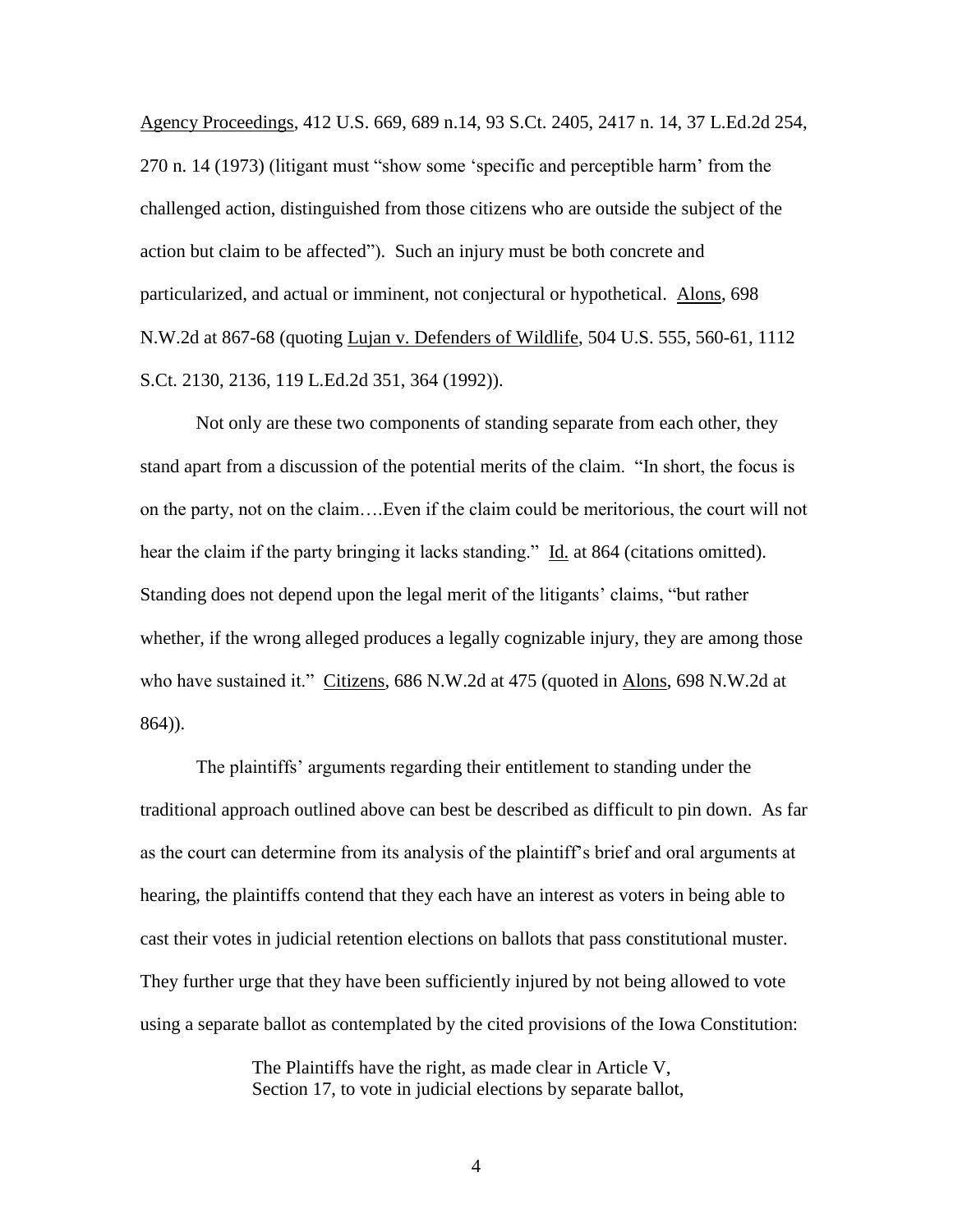Agency Proceedings, 412 U.S. 669, 689 n.14, 93 S.Ct. 2405, 2417 n. 14, 37 L.Ed.2d 254, 270 n. 14 (1973) (litigant must "show some 'specific and perceptible harm' from the challenged action, distinguished from those citizens who are outside the subject of the action but claim to be affected"). Such an injury must be both concrete and particularized, and actual or imminent, not conjectural or hypothetical. Alons, 698 N.W.2d at 867-68 (quoting Lujan v. Defenders of Wildlife, 504 U.S. 555, 560-61, 1112 S.Ct. 2130, 2136, 119 L.Ed.2d 351, 364 (1992)).

Not only are these two components of standing separate from each other, they stand apart from a discussion of the potential merits of the claim. "In short, the focus is on the party, not on the claim….Even if the claim could be meritorious, the court will not hear the claim if the party bringing it lacks standing." Id. at 864 (citations omitted). Standing does not depend upon the legal merit of the litigants' claims, "but rather whether, if the wrong alleged produces a legally cognizable injury, they are among those who have sustained it." Citizens, 686 N.W.2d at 475 (quoted in Alons, 698 N.W.2d at 864)).

The plaintiffs' arguments regarding their entitlement to standing under the traditional approach outlined above can best be described as difficult to pin down. As far as the court can determine from its analysis of the plaintiff's brief and oral arguments at hearing, the plaintiffs contend that they each have an interest as voters in being able to cast their votes in judicial retention elections on ballots that pass constitutional muster. They further urge that they have been sufficiently injured by not being allowed to vote using a separate ballot as contemplated by the cited provisions of the Iowa Constitution:

> The Plaintiffs have the right, as made clear in Article V, Section 17, to vote in judicial elections by separate ballot,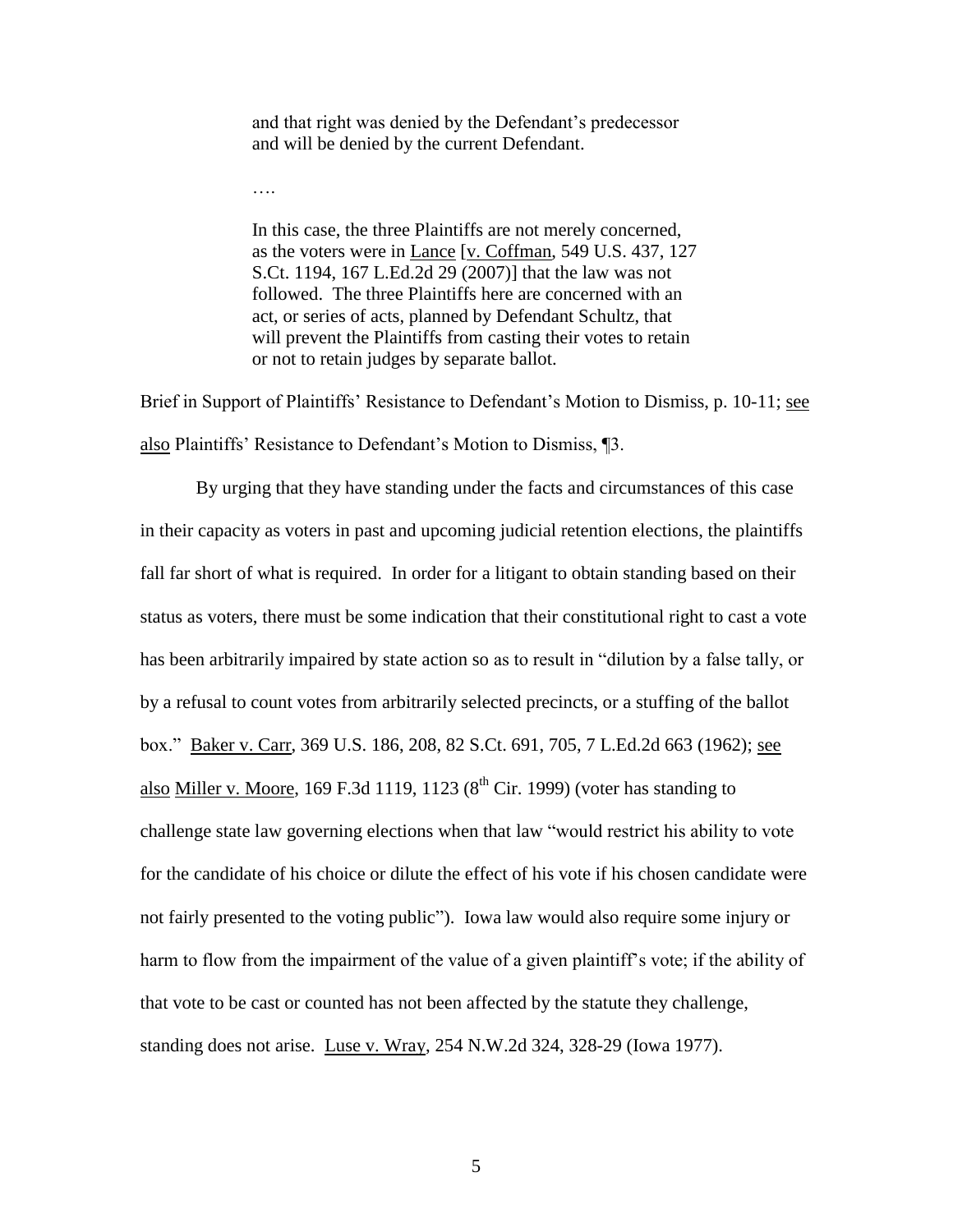> and that right was denied by the Defendant's predecessor and will be denied by the current Defendant.
>
> ….
>
> In this case, the three Plaintiffs are not merely concerned, as the voters were in Lance [v. Coffman, 549 U.S. 437, 127 S.Ct. 1194, 167 L.Ed.2d 29 (2007)] that the law was not followed. The three Plaintiffs here are concerned with an act, or series of acts, planned by Defendant Schultz, that will prevent the Plaintiffs from casting their votes to retain or not to retain judges by separate ballot.

Brief in Support of Plaintiffs' Resistance to Defendant's Motion to Dismiss, p. 10-11; see also Plaintiffs' Resistance to Defendant's Motion to Dismiss, ¶3.

By urging that they have standing under the facts and circumstances of this case in their capacity as voters in past and upcoming judicial retention elections, the plaintiffs fall far short of what is required. In order for a litigant to obtain standing based on their status as voters, there must be some indication that their constitutional right to cast a vote has been arbitrarily impaired by state action so as to result in "dilution by a false tally, or by a refusal to count votes from arbitrarily selected precincts, or a stuffing of the ballot box." Baker v. Carr, 369 U.S. 186, 208, 82 S.Ct. 691, 705, 7 L.Ed.2d 663 (1962); see also Miller v. Moore, 169 F.3d 1119, 1123 (8th Cir. 1999) (voter has standing to challenge state law governing elections when that law "would restrict his ability to vote for the candidate of his choice or dilute the effect of his vote if his chosen candidate were not fairly presented to the voting public"). Iowa law would also require some injury or harm to flow from the impairment of the value of a given plaintiff's vote; if the ability of that vote to be cast or counted has not been affected by the statute they challenge, standing does not arise. Luse v. Wray, 254 N.W.2d 324, 328-29 (Iowa 1977).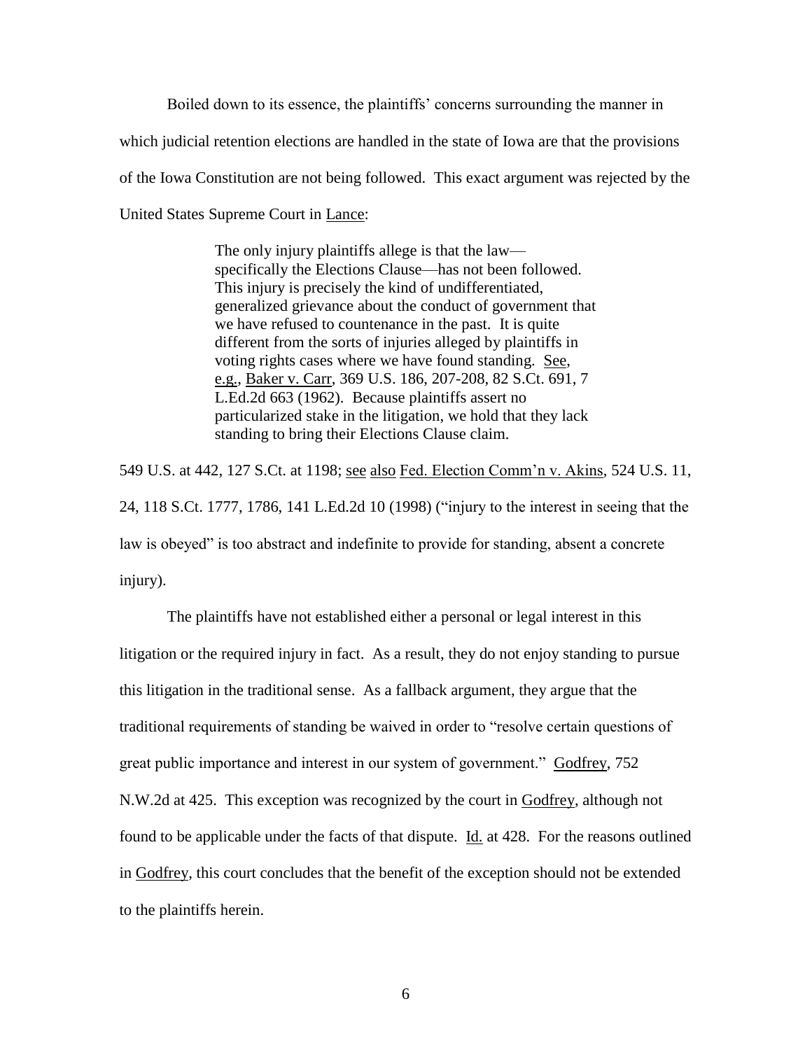Boiled down to its essence, the plaintiffs' concerns surrounding the manner in which judicial retention elections are handled in the state of Iowa are that the provisions of the Iowa Constitution are not being followed. This exact argument was rejected by the United States Supreme Court in Lance:

> The only injury plaintiffs allege is that the law—specifically the Elections Clause—has not been followed. This injury is precisely the kind of undifferentiated, generalized grievance about the conduct of government that we have refused to countenance in the past. It is quite different from the sorts of injuries alleged by plaintiffs in voting rights cases where we have found standing. See, e.g., Baker v. Carr, 369 U.S. 186, 207-208, 82 S.Ct. 691, 7 L.Ed.2d 663 (1962). Because plaintiffs assert no particularized stake in the litigation, we hold that they lack standing to bring their Elections Clause claim.

549 U.S. at 442, 127 S.Ct. at 1198; see also Fed. Election Comm'n v. Akins, 524 U.S. 11, 24, 118 S.Ct. 1777, 1786, 141 L.Ed.2d 10 (1998) ("injury to the interest in seeing that the law is obeyed" is too abstract and indefinite to provide for standing, absent a concrete injury).

The plaintiffs have not established either a personal or legal interest in this litigation or the required injury in fact. As a result, they do not enjoy standing to pursue this litigation in the traditional sense. As a fallback argument, they argue that the traditional requirements of standing be waived in order to "resolve certain questions of great public importance and interest in our system of government." Godfrey, 752 N.W.2d at 425. This exception was recognized by the court in Godfrey, although not found to be applicable under the facts of that dispute. Id. at 428. For the reasons outlined in Godfrey, this court concludes that the benefit of the exception should not be extended to the plaintiffs herein.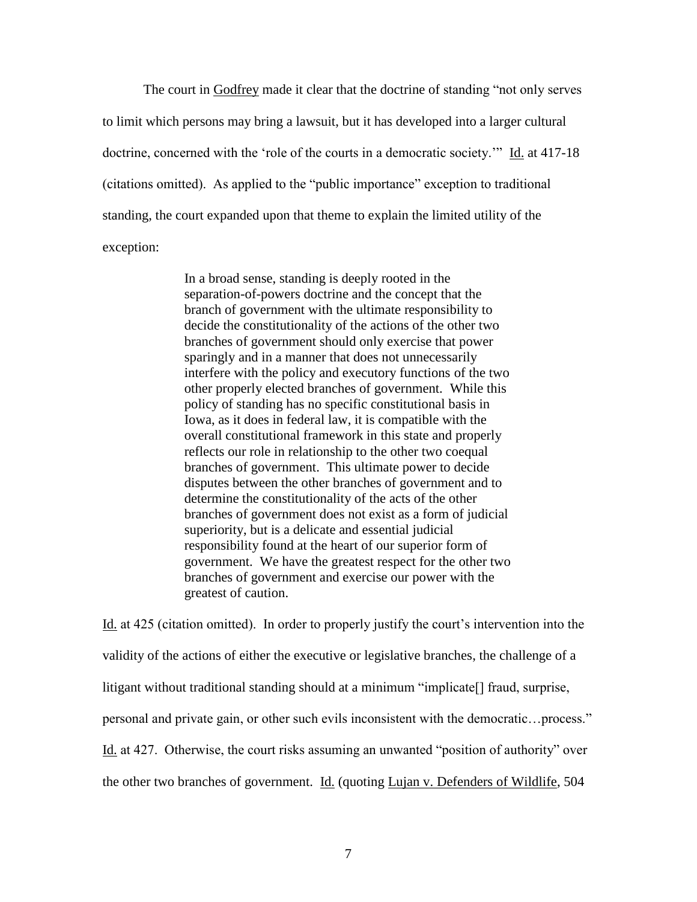The court in Godfrey made it clear that the doctrine of standing "not only serves to limit which persons may bring a lawsuit, but it has developed into a larger cultural doctrine, concerned with the 'role of the courts in a democratic society.'" Id. at 417-18 (citations omitted). As applied to the "public importance" exception to traditional standing, the court expanded upon that theme to explain the limited utility of the exception:

> In a broad sense, standing is deeply rooted in the separation-of-powers doctrine and the concept that the branch of government with the ultimate responsibility to decide the constitutionality of the actions of the other two branches of government should only exercise that power sparingly and in a manner that does not unnecessarily interfere with the policy and executory functions of the two other properly elected branches of government. While this policy of standing has no specific constitutional basis in Iowa, as it does in federal law, it is compatible with the overall constitutional framework in this state and properly reflects our role in relationship to the other two coequal branches of government. This ultimate power to decide disputes between the other branches of government and to determine the constitutionality of the acts of the other branches of government does not exist as a form of judicial superiority, but is a delicate and essential judicial responsibility found at the heart of our superior form of government. We have the greatest respect for the other two branches of government and exercise our power with the greatest of caution.

Id. at 425 (citation omitted). In order to properly justify the court's intervention into the validity of the actions of either the executive or legislative branches, the challenge of a litigant without traditional standing should at a minimum "implicate[] fraud, surprise, personal and private gain, or other such evils inconsistent with the democratic…process." Id. at 427. Otherwise, the court risks assuming an unwanted "position of authority" over the other two branches of government. Id. (quoting Lujan v. Defenders of Wildlife, 504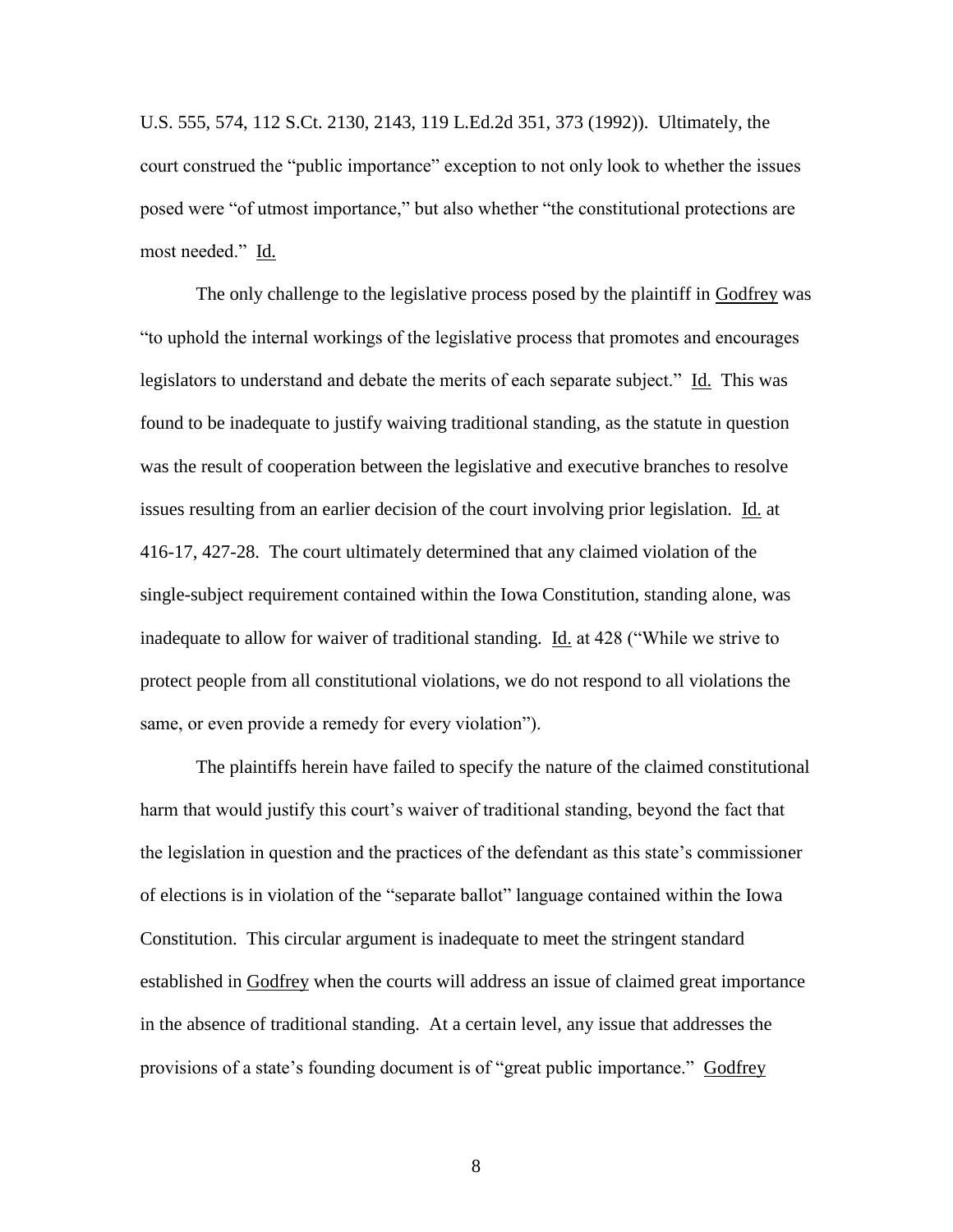U.S. 555, 574, 112 S.Ct. 2130, 2143, 119 L.Ed.2d 351, 373 (1992)). Ultimately, the court construed the "public importance" exception to not only look to whether the issues posed were "of utmost importance," but also whether "the constitutional protections are most needed." Id.

The only challenge to the legislative process posed by the plaintiff in Godfrey was "to uphold the internal workings of the legislative process that promotes and encourages legislators to understand and debate the merits of each separate subject." Id. This was found to be inadequate to justify waiving traditional standing, as the statute in question was the result of cooperation between the legislative and executive branches to resolve issues resulting from an earlier decision of the court involving prior legislation. Id. at 416-17, 427-28. The court ultimately determined that any claimed violation of the single-subject requirement contained within the Iowa Constitution, standing alone, was inadequate to allow for waiver of traditional standing. Id. at 428 ("While we strive to protect people from all constitutional violations, we do not respond to all violations the same, or even provide a remedy for every violation").

The plaintiffs herein have failed to specify the nature of the claimed constitutional harm that would justify this court's waiver of traditional standing, beyond the fact that the legislation in question and the practices of the defendant as this state's commissioner of elections is in violation of the "separate ballot" language contained within the Iowa Constitution. This circular argument is inadequate to meet the stringent standard established in Godfrey when the courts will address an issue of claimed great importance in the absence of traditional standing. At a certain level, any issue that addresses the provisions of a state's founding document is of "great public importance." Godfrey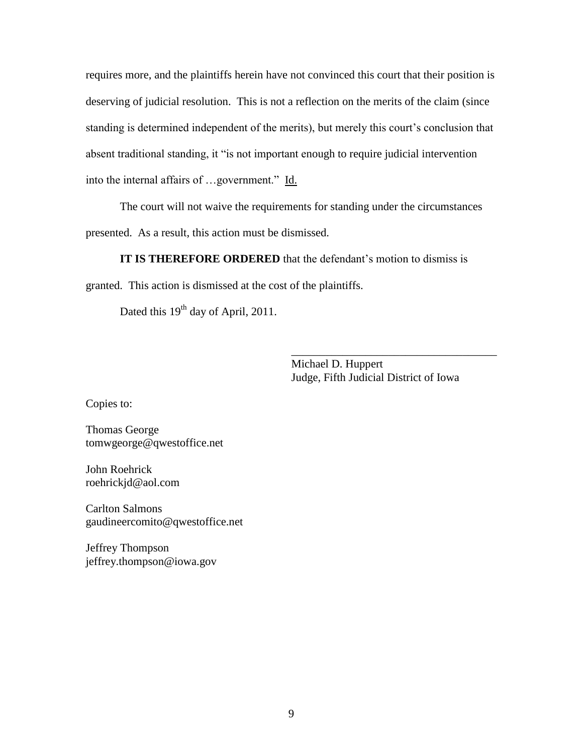requires more, and the plaintiffs herein have not convinced this court that their position is deserving of judicial resolution. This is not a reflection on the merits of the claim (since standing is determined independent of the merits), but merely this court's conclusion that absent traditional standing, it "is not important enough to require judicial intervention into the internal affairs of …government." Id.

The court will not waive the requirements for standing under the circumstances presented. As a result, this action must be dismissed.

**IT IS THEREFORE ORDERED** that the defendant's motion to dismiss is granted. This action is dismissed at the cost of the plaintiffs.

Dated this 19th day of April, 2011.

\_\_\_\_\_\_\_\_\_\_\_\_\_\_\_\_\_\_\_\_\_\_\_\_\_\_\_\_\_\_\_\_\_\_\_\_
Michael D. Huppert
Judge, Fifth Judicial District of Iowa

Copies to:

Thomas George
tomwgeorge@qwestoffice.net

John Roehrick
roehrickjd@aol.com

Carlton Salmons
gaudineercomito@qwestoffice.net

Jeffrey Thompson
jeffrey.thompson@iowa.gov